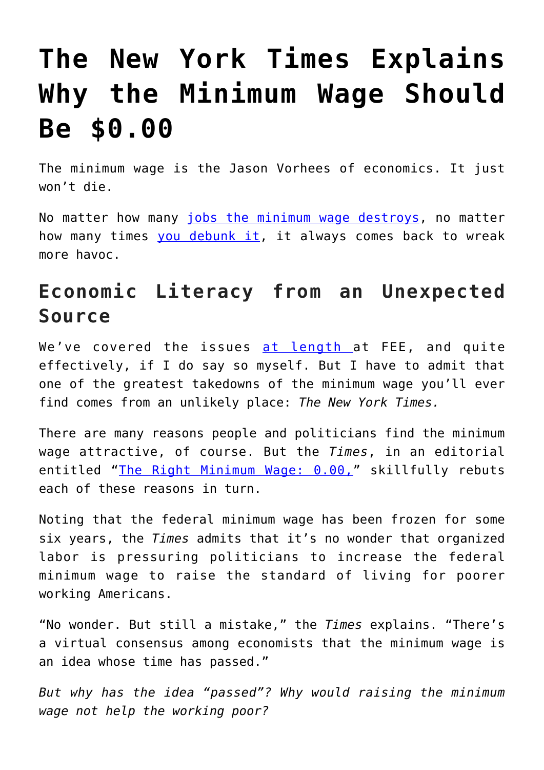# The New York Times Explains Why the Minimum Wage Should Be $0.00

The minimum wage is the Jason Vorhees of economics. It just won't die.

No matter how many jobs the minimum wage destroys, no matter how many times you debunk it, it always comes back to wreak more havoc.

## Economic Literacy from an Unexpected Source

We've covered the issues at length at FEE, and quite effectively, if I do say so myself. But I have to admit that one of the greatest takedowns of the minimum wage you'll ever find comes from an unlikely place: *The New York Times.*

There are many reasons people and politicians find the minimum wage attractive, of course. But the *Times*, in an editorial entitled "The Right Minimum Wage: 0.00," skillfully rebuts each of these reasons in turn.

Noting that the federal minimum wage has been frozen for some six years, the *Times* admits that it's no wonder that organized labor is pressuring politicians to increase the federal minimum wage to raise the standard of living for poorer working Americans.

"No wonder. But still a mistake," the *Times* explains. "There's a virtual consensus among economists that the minimum wage is an idea whose time has passed."

*But why has the idea "passed"? Why would raising the minimum wage not help the working poor?*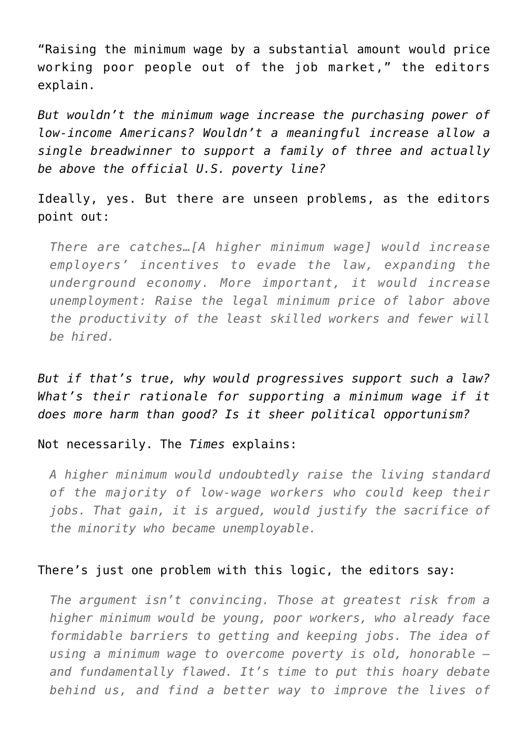"Raising the minimum wage by a substantial amount would price working poor people out of the job market," the editors explain.

*But wouldn't the minimum wage increase the purchasing power of low-income Americans? Wouldn't a meaningful increase allow a single breadwinner to support a family of three and actually be above the official U.S. poverty line?*

Ideally, yes. But there are unseen problems, as the editors point out:

> *There are catches…[A higher minimum wage] would increase employers' incentives to evade the law, expanding the underground economy. More important, it would increase unemployment: Raise the legal minimum price of labor above the productivity of the least skilled workers and fewer will be hired.*

*But if that's true, why would progressives support such a law? What's their rationale for supporting a minimum wage if it does more harm than good? Is it sheer political opportunism?*

Not necessarily. The *Times* explains:

> *A higher minimum would undoubtedly raise the living standard of the majority of low-wage workers who could keep their jobs. That gain, it is argued, would justify the sacrifice of the minority who became unemployable.*

There's just one problem with this logic, the editors say:

> *The argument isn't convincing. Those at greatest risk from a higher minimum would be young, poor workers, who already face formidable barriers to getting and keeping jobs. The idea of using a minimum wage to overcome poverty is old, honorable – and fundamentally flawed. It's time to put this hoary debate behind us, and find a better way to improve the lives of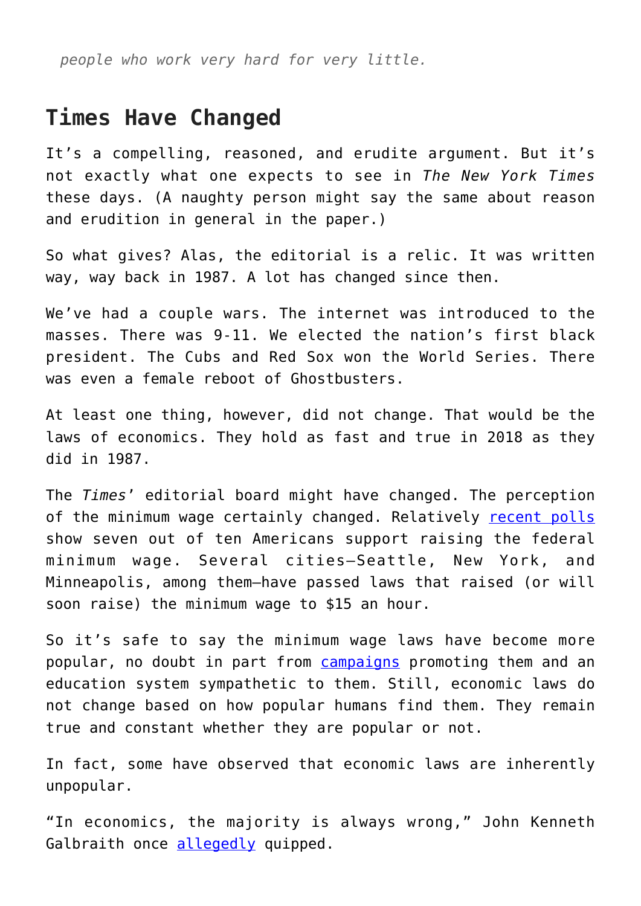*people who work very hard for very little.*

## Times Have Changed

It's a compelling, reasoned, and erudite argument. But it's not exactly what one expects to see in *The New York Times* these days. (A naughty person might say the same about reason and erudition in general in the paper.)

So what gives? Alas, the editorial is a relic. It was written way, way back in 1987. A lot has changed since then.

We've had a couple wars. The internet was introduced to the masses. There was 9-11. We elected the nation's first black president. The Cubs and Red Sox won the World Series. There was even a female reboot of Ghostbusters.

At least one thing, however, did not change. That would be the laws of economics. They hold as fast and true in 2018 as they did in 1987.

The *Times*' editorial board might have changed. The perception of the minimum wage certainly changed. Relatively recent polls show seven out of ten Americans support raising the federal minimum wage. Several cities—Seattle, New York, and Minneapolis, among them—have passed laws that raised (or will soon raise) the minimum wage to $15 an hour.

So it's safe to say the minimum wage laws have become more popular, no doubt in part from campaigns promoting them and an education system sympathetic to them. Still, economic laws do not change based on how popular humans find them. They remain true and constant whether they are popular or not.

In fact, some have observed that economic laws are inherently unpopular.

"In economics, the majority is always wrong," John Kenneth Galbraith once allegedly quipped.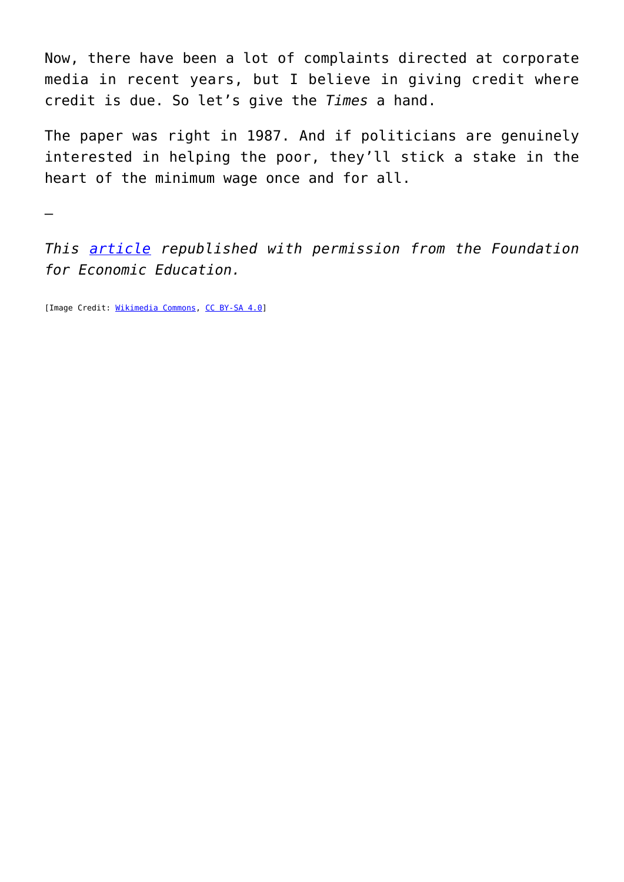Now, there have been a lot of complaints directed at corporate media in recent years, but I believe in giving credit where credit is due. So let's give the *Times* a hand.

The paper was right in 1987. And if politicians are genuinely interested in helping the poor, they'll stick a stake in the heart of the minimum wage once and for all.

—

*This article republished with permission from the Foundation for Economic Education.*

[Image Credit: Wikimedia Commons, CC BY-SA 4.0]